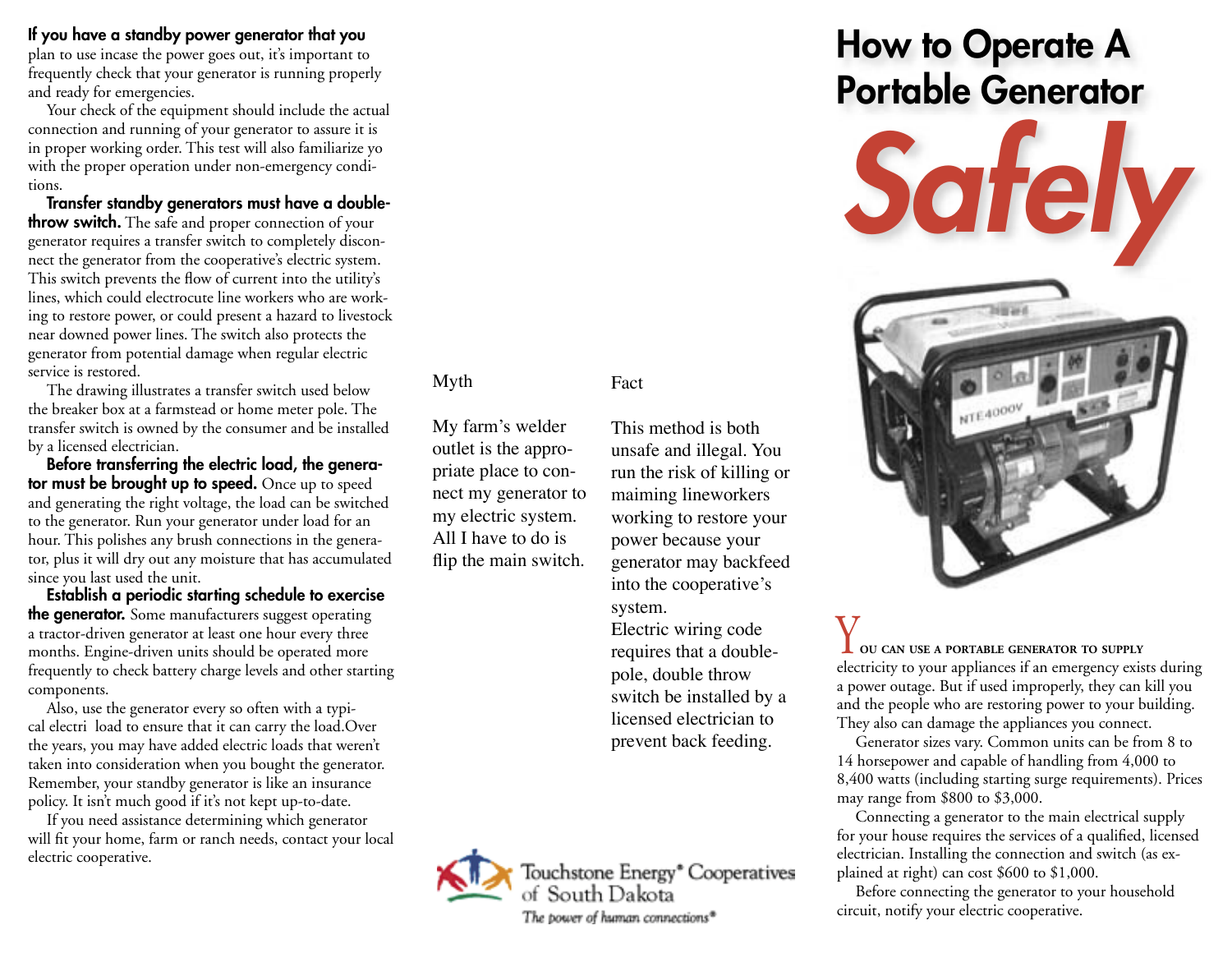# How to Operate A Portable Generator *Safely*

You can use a portable generator to supply electricity to your appliances if an emergency exists during a power outage. But if used improperly, they can kill you and the people who are restoring power to your building. They also can damage the appliances you connect.

Generator sizes vary. Common units can be from 8 to 14 horsepower and capable of handling from 4,000 to 8,400 watts (including starting surge requirements). Prices may range from $800 to $3,000.

Connecting a generator to the main electrical supply for your house requires the services of a qualified, licensed electrician. Installing the connection and switch (as explained at right) can cost $600 to $1,000.

Before connecting the generator to your household circuit, notify your electric cooperative.

**If you have a standby power generator that you** plan to use incase the power goes out, it's important to frequently check that your generator is running properly and ready for emergencies.

Your check of the equipment should include the actual connection and running of your generator to assure it is in proper working order. This test will also familiarize yo with the proper operation under non-emergency conditions.

**Transfer standby generators must have a double-throw switch.** The safe and proper connection of your generator requires a transfer switch to completely disconnect the generator from the cooperative's electric system. This switch prevents the flow of current into the utility's lines, which could electrocute line workers who are working to restore power, or could present a hazard to livestock near downed power lines. The switch also protects the generator from potential damage when regular electric service is restored.

The drawing illustrates a transfer switch used below the breaker box at a farmstead or home meter pole. The transfer switch is owned by the consumer and be installed by a licensed electrician.

**Before transferring the electric load, the generator must be brought up to speed.** Once up to speed and generating the right voltage, the load can be switched to the generator. Run your generator under load for an hour. This polishes any brush connections in the generator, plus it will dry out any moisture that has accumulated since you last used the unit.

**Establish a periodic starting schedule to exercise the generator.** Some manufacturers suggest operating a tractor-driven generator at least one hour every three months. Engine-driven units should be operated more frequently to check battery charge levels and other starting components.

Also, use the generator every so often with a typical electri load to ensure that it can carry the load.Over the years, you may have added electric loads that weren't taken into consideration when you bought the generator. Remember, your standby generator is like an insurance policy. It isn't much good if it's not kept up-to-date.

If you need assistance determining which generator will fit your home, farm or ranch needs, contact your local electric cooperative.

| Myth | Fact |
| --- | --- |
| My farm's welder outlet is the appropriate place to connect my generator to my electric system. All I have to do is flip the main switch. | This method is both unsafe and illegal. You run the risk of killing or maiming lineworkers working to restore your power because your generator may backfeed into the cooperative's system. Electric wiring code requires that a double-pole, double throw switch be installed by a licensed electrician to prevent back feeding. |

Touchstone Energy® Cooperatives of South Dakota

*The power of human connections®*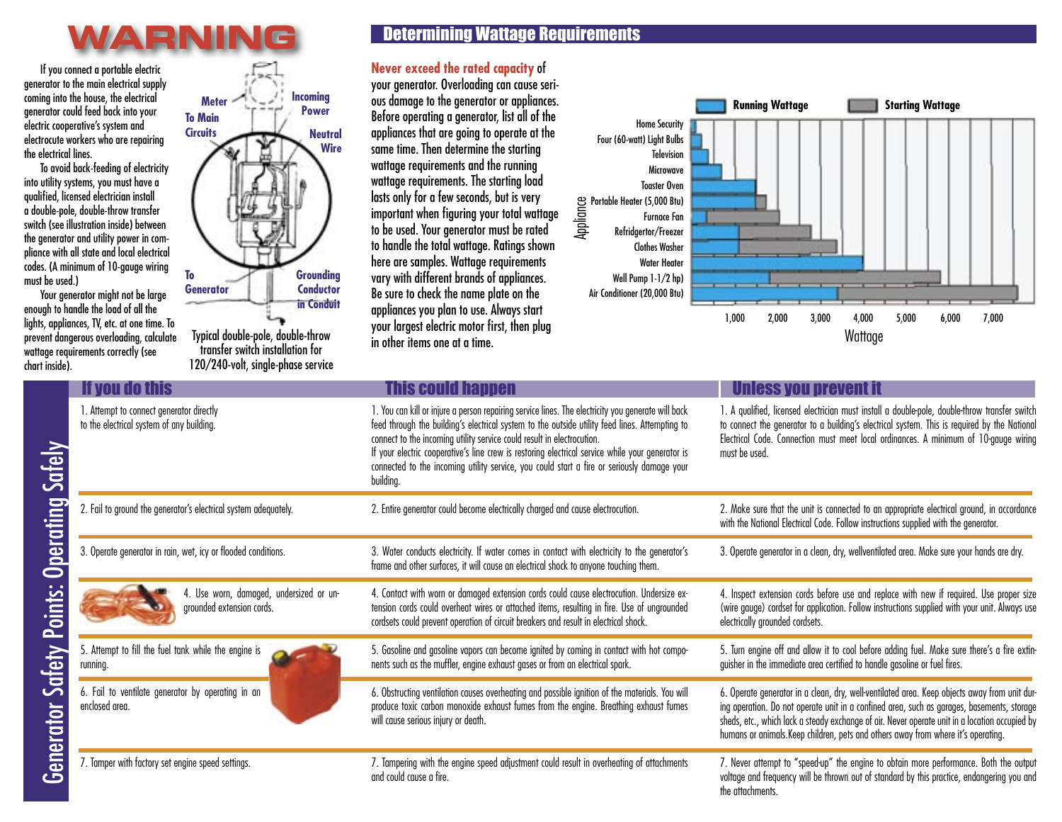# WARNING

If you connect a portable electric generator to the main electrical supply coming into the house, the electrical generator could feed back into your electric cooperative's system and electrocute workers who are repairing the electrical lines.

To avoid back-feeding of electricity into utility systems, you must have a qualified, licensed electrician install a double-pole, double-throw transfer switch (see illustration inside) between the generator and utility power in compliance with all state and local electrical codes. (A minimum of 10-gauge wiring must be used.)

Your generator might not be large enough to handle the load of all the lights, appliances, TV, etc. at one time. To prevent dangerous overloading, calculate wattage requirements correctly (see chart inside).

Meter · Incoming Power · To Main Circuits · Neutral Wire · To Generator · Grounding Conductor in Conduit

Typical double-pole, double-throw transfer switch installation for 120/240-volt, single-phase service

## Determining Wattage Requirements

**Never exceed the rated capacity** of your generator. Overloading can cause serious damage to the generator or appliances. Before operating a generator, list all of the appliances that are going to operate at the same time. Then determine the starting wattage requirements and the running wattage requirements. The starting load lasts only for a few seconds, but is very important when figuring your total wattage to be used. Your generator must be rated to handle the total wattage. Ratings shown here are samples. Wattage requirements vary with different brands of appliances. Be sure to check the name plate on the appliances you plan to use. Always start your largest electric motor first, then plug in other items one at a time.

Chart legend: Running Wattage · Starting Wattage

Appliance: Home Security · Four (60-watt) Light Bulbs · Television · Microwave · Toaster Oven · Portable Heater (5,000 Btu) · Furnace Fan · Refridgertor/Freezer · Clothes Washer · Water Heater · Well Pump 1-1/2 hp) · Air Conditioner (20,000 Btu)

Wattage: 1,000 · 2,000 · 3,000 · 4,000 · 5,000 · 6,000 · 7,000

## Generator Safety Points: Operating Safely

| If you do this | This could happen | Unless you prevent it |
|---|---|---|
| 1. Attempt to connect generator directly to the electrical system of any building. | 1. You can kill or injure a person repairing service lines. The electricity you generate will back feed through the building's electrical system to the outside utility feed lines. Attempting to connect to the incoming utility service could result in electrocution. If your electric cooperative's line crew is restoring electrical service while your generator is connected to the incoming utility service, you could start a fire or seriously damage your building. | 1. A qualified, licensed electrician must install a double-pole, double-throw transfer switch to connect the generator to a building's electrical system. This is required by the National Electrical Code. Connection must meet local ordinances. A minimum of 10-gauge wiring must be used. |
| 2. Fail to ground the generator's electrical system adequately. | 2. Entire generator could become electrically charged and cause electrocution. | 2. Make sure that the unit is connected to an appropriate electrical ground, in accordance with the National Electrical Code. Follow instructions supplied with the generator. |
| 3. Operate generator in rain, wet, icy or flooded conditions. | 3. Water conducts electricity. If water comes in contact with electricity to the generator's frame and other surfaces, it will cause an electrical shock to anyone touching them. | 3. Operate generator in a clean, dry, wellventilated area. Make sure your hands are dry. |
| 4. Use worn, damaged, undersized or ungrounded extension cords. | 4. Contact with worn or damaged extension cords could cause electrocution. Undersize extension cords could overheat wires or attached items, resulting in fire. Use of ungrounded cordsets could prevent operation of circuit breakers and result in electrical shock. | 4. Inspect extension cords before use and replace with new if required. Use proper size (wire gauge) cordset for application. Follow instructions supplied with your unit. Always use electrically grounded cordsets. |
| 5. Attempt to fill the fuel tank while the engine is running. | 5. Gasoline and gasoline vapors can become ignited by coming in contact with hot components such as the muffler, engine exhaust gases or from an electrical spark. | 5. Turn engine off and allow it to cool before adding fuel. Make sure there's a fire extinguisher in the immediate area certified to handle gasoline or fuel fires. |
| 6. Fail to ventilate generator by operating in an enclosed area. | 6. Obstructing ventilation causes overheating and possible ignition of the materials. You will produce toxic carbon monoxide exhaust fumes from the engine. Breathing exhaust fumes will cause serious injury or death. | 6. Operate generator in a clean, dry, well-ventilated area. Keep objects away from unit during operation. Do not operate unit in a confined area, such as garages, basements, storage sheds, etc., which lack a steady exchange of air. Never operate unit in a location occupied by humans or animals.Keep children, pets and others away from where it's operating. |
| 7. Tamper with factory set engine speed settings. | 7. Tampering with the engine speed adjustment could result in overheating of attachments and could cause a fire. | 7. Never attempt to "speed-up" the engine to obtain more performance. Both the output voltage and frequency will be thrown out of standard by this practice, endangering you and the attachments. |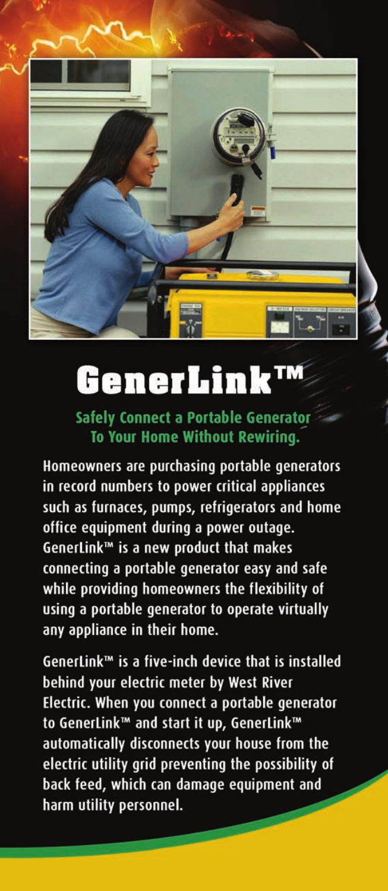# GenerLink™

**Safely Connect a Portable Generator To Your Home Without Rewiring.**

Homeowners are purchasing portable generators in record numbers to power critical appliances such as furnaces, pumps, refrigerators and home office equipment during a power outage. GenerLink™ is a new product that makes connecting a portable generator easy and safe while providing homeowners the flexibility of using a portable generator to operate virtually any appliance in their home.

GenerLink™ is a five-inch device that is installed behind your electric meter by West River Electric. When you connect a portable generator to GenerLink™ and start it up, GenerLink™ automatically disconnects your house from the electric utility grid preventing the possibility of back feed, which can damage equipment and harm utility personnel.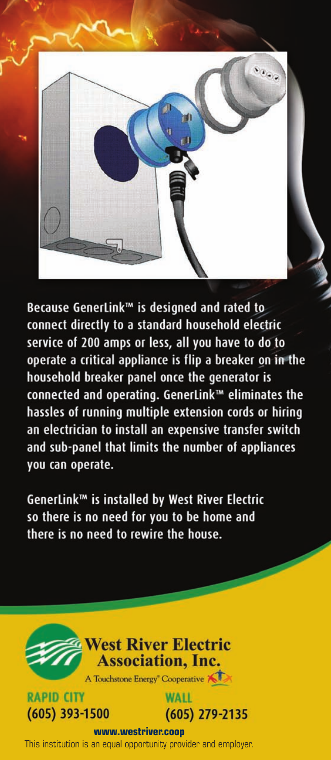Because GenerLink™ is designed and rated to connect directly to a standard household electric service of 200 amps or less, all you have to do to operate a critical appliance is flip a breaker on in the household breaker panel once the generator is connected and operating. GenerLink™ eliminates the hassles of running multiple extension cords or hiring an electrician to install an expensive transfer switch and sub-panel that limits the number of appliances you can operate.

GenerLink™ is installed by West River Electric so there is no need for you to be home and there is no need to rewire the house.

**West River Electric Association, Inc.**

A Touchstone Energy® Cooperative

**RAPID CITY**
(605) 393-1500

**WALL**
(605) 279-2135

**www.westriver.coop**

This institution is an equal opportunity provider and employer.